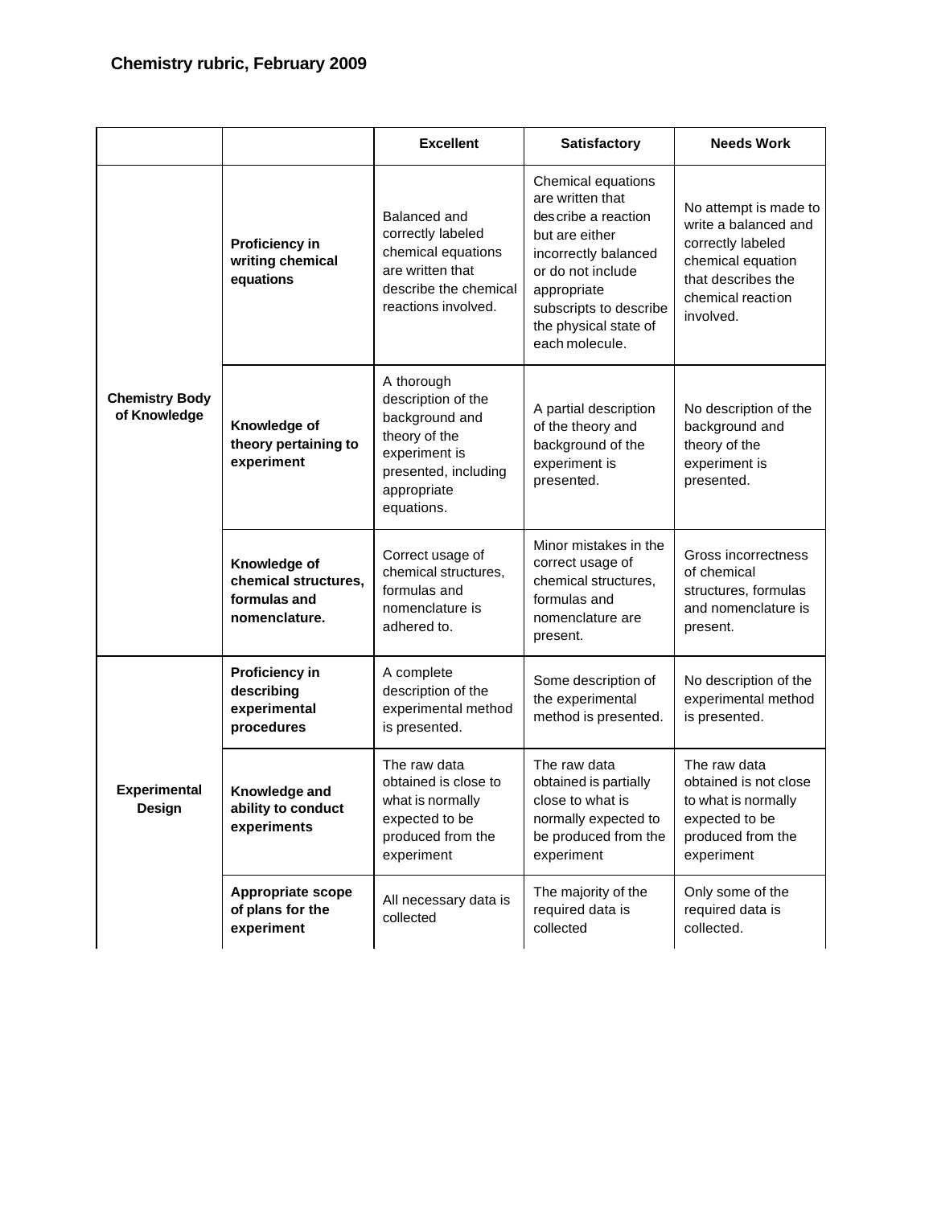## Chemistry rubric, February 2009

| | | **Excellent** | **Satisfactory** | **Needs Work** |
|---|---|---|---|---|
| **Chemistry Body of Knowledge** | **Proficiency in writing chemical equations** | Balanced and correctly labeled chemical equations are written that describe the chemical reactions involved. | Chemical equations are written that describe a reaction but are either incorrectly balanced or do not include appropriate subscripts to describe the physical state of each molecule. | No attempt is made to write a balanced and correctly labeled chemical equation that describes the chemical reaction involved. |
| | **Knowledge of theory pertaining to experiment** | A thorough description of the background and theory of the experiment is presented, including appropriate equations. | A partial description of the theory and background of the experiment is presented. | No description of the background and theory of the experiment is presented. |
| | **Knowledge of chemical structures, formulas and nomenclature.** | Correct usage of chemical structures, formulas and nomenclature is adhered to. | Minor mistakes in the correct usage of chemical structures, formulas and nomenclature are present. | Gross incorrectness of chemical structures, formulas and nomenclature is present. |
| **Experimental Design** | **Proficiency in describing experimental procedures** | A complete description of the experimental method is presented. | Some description of the experimental method is presented. | No description of the experimental method is presented. |
| | **Knowledge and ability to conduct experiments** | The raw data obtained is close to what is normally expected to be produced from the experiment | The raw data obtained is partially close to what is normally expected to be produced from the experiment | The raw data obtained is not close to what is normally expected to be produced from the experiment |
| | **Appropriate scope of plans for the experiment** | All necessary data is collected | The majority of the required data is collected | Only some of the required data is collected. |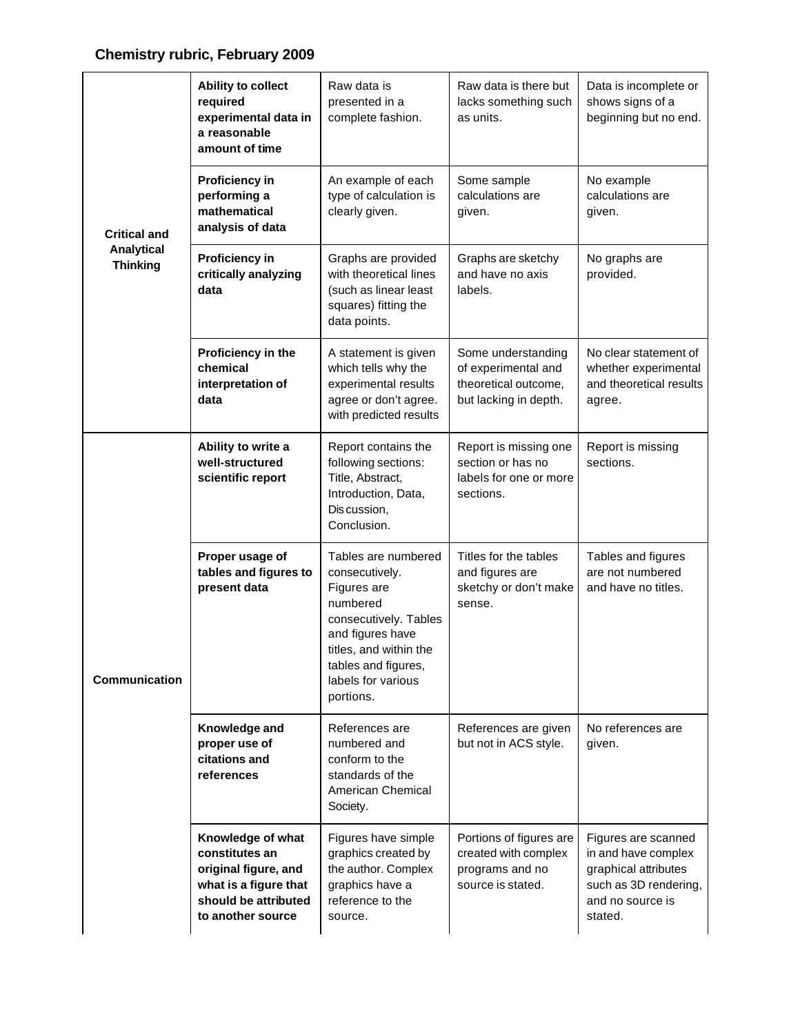**Chemistry rubric, February 2009**

| | | | | |
|---|---|---|---|---|
| **Critical and Analytical Thinking** | **Ability to collect required experimental data in a reasonable amount of time** | Raw data is presented in a complete fashion. | Raw data is there but lacks something such as units. | Data is incomplete or shows signs of a beginning but no end. |
| | **Proficiency in performing a mathematical analysis of data** | An example of each type of calculation is clearly given. | Some sample calculations are given. | No example calculations are given. |
| | **Proficiency in critically analyzing data** | Graphs are provided with theoretical lines (such as linear least squares) fitting the data points. | Graphs are sketchy and have no axis labels. | No graphs are provided. |
| | **Proficiency in the chemical interpretation of data** | A statement is given which tells why the experimental results agree or don't agree. with predicted results | Some understanding of experimental and theoretical outcome, but lacking in depth. | No clear statement of whether experimental and theoretical results agree. |
| **Communication** | **Ability to write a well-structured scientific report** | Report contains the following sections: Title, Abstract, Introduction, Data, Discussion, Conclusion. | Report is missing one section or has no labels for one or more sections. | Report is missing sections. |
| | **Proper usage of tables and figures to present data** | Tables are numbered consecutively. Figures are numbered consecutively. Tables and figures have titles, and within the tables and figures, labels for various portions. | Titles for the tables and figures are sketchy or don't make sense. | Tables and figures are not numbered and have no titles. |
| | **Knowledge and proper use of citations and references** | References are numbered and conform to the standards of the American Chemical Society. | References are given but not in ACS style. | No references are given. |
| | **Knowledge of what constitutes an original figure, and what is a figure that should be attributed to another source** | Figures have simple graphics created by the author. Complex graphics have a reference to the source. | Portions of figures are created with complex programs and no source is stated. | Figures are scanned in and have complex graphical attributes such as 3D rendering, and no source is stated. |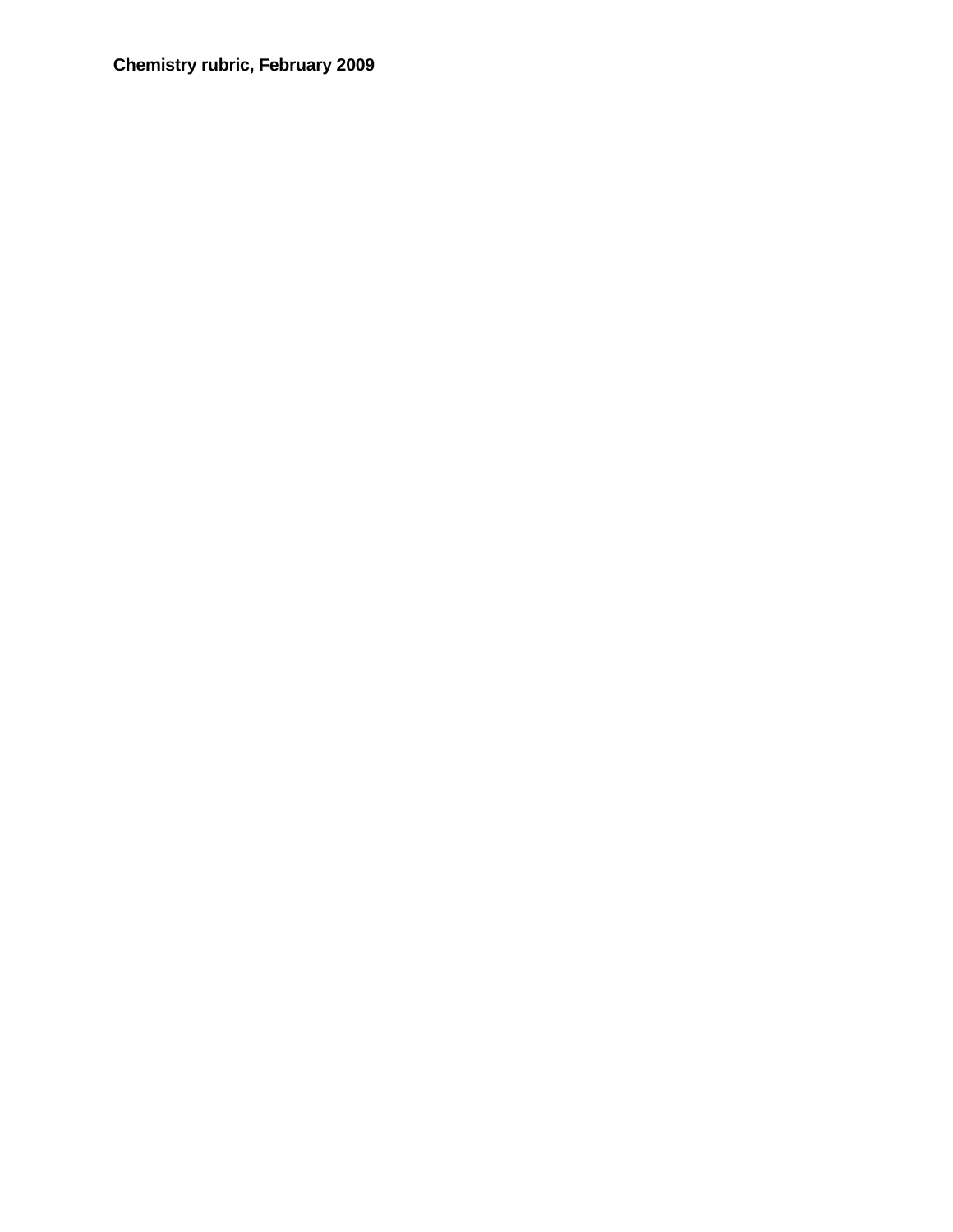**Chemistry rubric, February 2009**